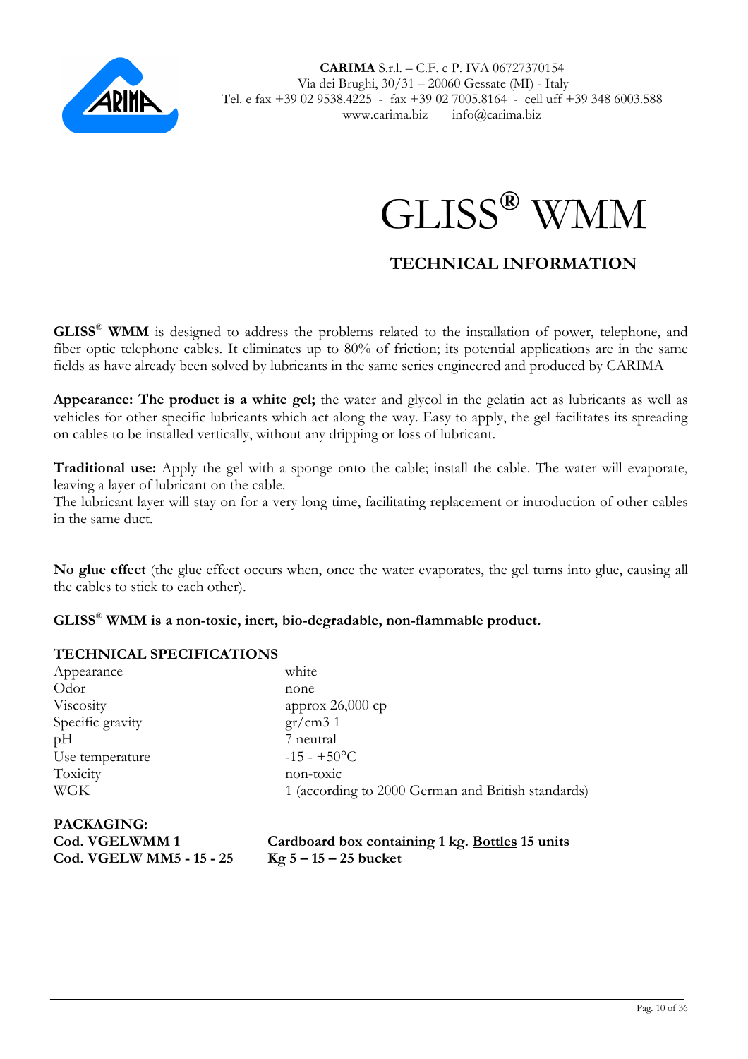**CARIMA** S.r.l. – C.F. e P. IVA 06727370154
Via dei Brughi, 30/31 – 20060 Gessate (MI) - Italy
Tel. e fax +39 02 9538.4225 - fax +39 02 7005.8164 - cell uff +39 348 6003.588
www.carima.biz info@carima.biz

# GLISS® WMM

## TECHNICAL INFORMATION

**GLISS® WMM** is designed to address the problems related to the installation of power, telephone, and fiber optic telephone cables. It eliminates up to 80% of friction; its potential applications are in the same fields as have already been solved by lubricants in the same series engineered and produced by CARIMA

**Appearance: The product is a white gel;** the water and glycol in the gelatin act as lubricants as well as vehicles for other specific lubricants which act along the way. Easy to apply, the gel facilitates its spreading on cables to be installed vertically, without any dripping or loss of lubricant.

**Traditional use:** Apply the gel with a sponge onto the cable; install the cable. The water will evaporate, leaving a layer of lubricant on the cable.
The lubricant layer will stay on for a very long time, facilitating replacement or introduction of other cables in the same duct.

**No glue effect** (the glue effect occurs when, once the water evaporates, the gel turns into glue, causing all the cables to stick to each other).

**GLISS® WMM is a non-toxic, inert, bio-degradable, non-flammable product.**

**TECHNICAL SPECIFICATIONS**

| | |
|---|---|
| Appearance | white |
| Odor | none |
| Viscosity | approx 26,000 cp |
| Specific gravity | gr/cm3 1 |
| pH | 7 neutral |
| Use temperature | -15 - +50°C |
| Toxicity | non-toxic |
| WGK | 1 (according to 2000 German and British standards) |

**PACKAGING:**

| | |
|---|---|
| **Cod. VGELWMM 1** | **Cardboard box containing 1 kg. Bottles 15 units** |
| **Cod. VGELW MM5 - 15 - 25** | **Kg 5 – 15 – 25 bucket** |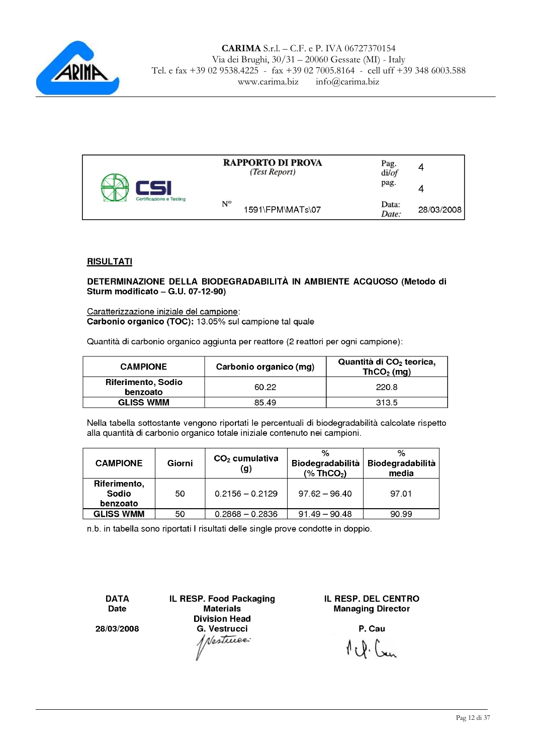**CARIMA** S.r.l. – C.F. e P. IVA 06727370154
Via dei Brughi, 30/31 – 20060 Gessate (MI) - Italy
Tel. e fax +39 02 9538.4225 - fax +39 02 7005.8164 - cell uff +39 348 6003.588
www.carima.biz info@carima.biz

| CSI Certificazione e Testing | **RAPPORTO DI PROVA** *(Test Report)* | Pag. di/*of* pag. | 4 / 4 |
|---|---|---|---|
| | N° 1591\FPM\MATs\07 | Data: *Date:* | 28/03/2008 |

**RISULTATI**

**DETERMINAZIONE DELLA BIODEGRADABILITÀ IN AMBIENTE ACQUOSO (Metodo di Sturm modificato – G.U. 07-12-90)**

Caratterizzazione iniziale del campione:
**Carbonio organico (TOC):** 13.05% sul campione tal quale

Quantità di carbonio organico aggiunta per reattore (2 reattori per ogni campione):

| CAMPIONE | Carbonio organico (mg) | Quantità di $CO_2$ teorica, $ThCO_2$ (mg) |
|---|---|---|
| Riferimento, Sodio benzoato | 60.22 | 220.8 |
| GLISS WMM | 85.49 | 313.5 |

Nella tabella sottostante vengono riportati le percentuali di biodegradabilità calcolate rispetto alla quantità di carbonio organico totale iniziale contenuto nei campioni.

| CAMPIONE | Giorni | $CO_2$ cumulativa (g) | % Biodegradabilità (% $ThCO_2$) | % Biodegradabilità media |
|---|---|---|---|---|
| Riferimento, Sodio benzoato | 50 | 0.2156 – 0.2129 | 97.62 – 96.40 | 97.01 |
| GLISS WMM | 50 | 0.2868 – 0.2836 | 91.49 – 90.48 | 90.99 |

n.b. in tabella sono riportati I risultati delle single prove condotte in doppio.

| DATA Date | IL RESP. Food Packaging Materials Division Head | IL RESP. DEL CENTRO Managing Director |
|---|---|---|
| 28/03/2008 | G. Vestrucci | P. Cau |